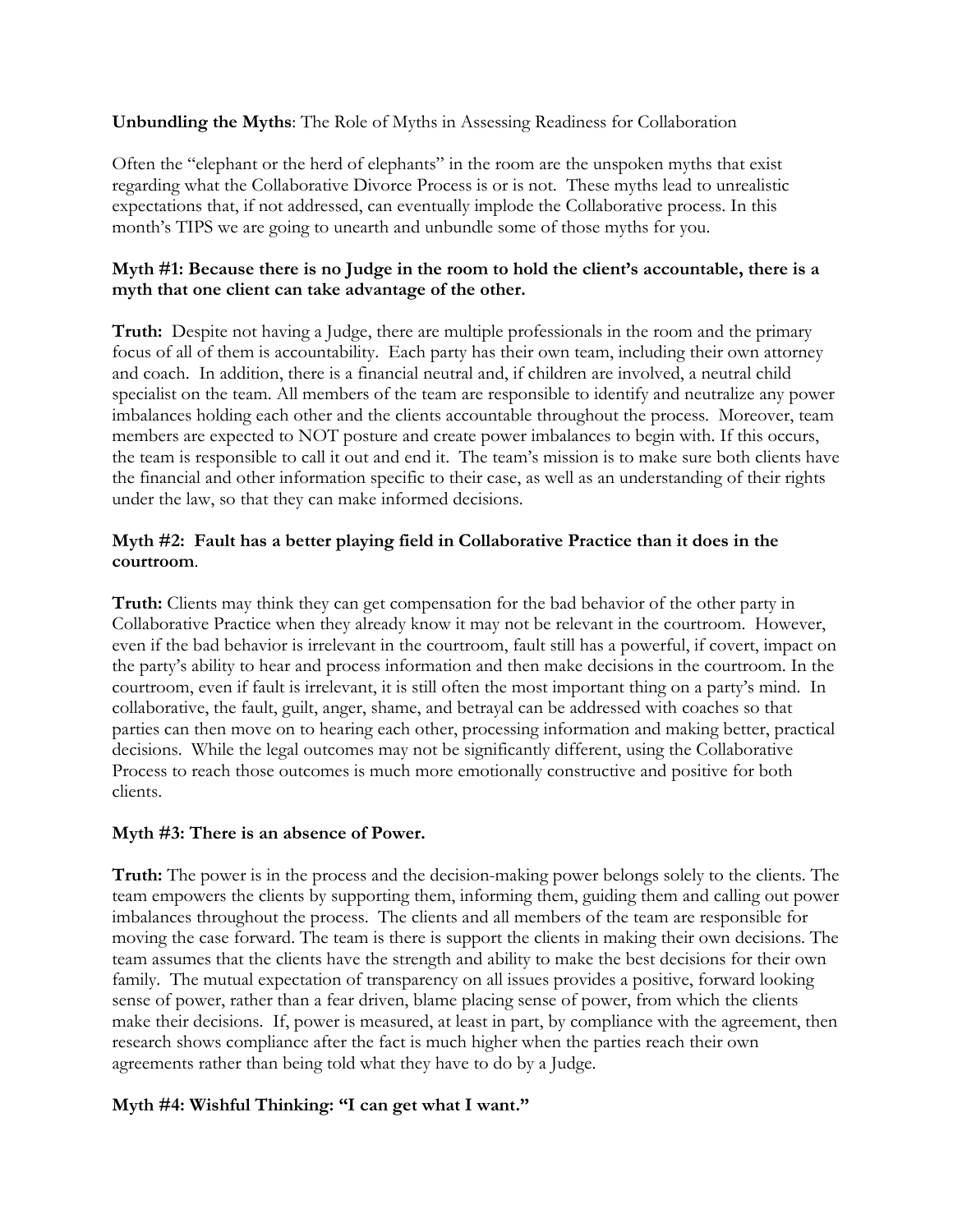**Unbundling the Myths**: The Role of Myths in Assessing Readiness for Collaboration

Often the "elephant or the herd of elephants" in the room are the unspoken myths that exist regarding what the Collaborative Divorce Process is or is not. These myths lead to unrealistic expectations that, if not addressed, can eventually implode the Collaborative process. In this month's TIPS we are going to unearth and unbundle some of those myths for you.

**Myth #1: Because there is no Judge in the room to hold the client's accountable, there is a myth that one client can take advantage of the other.**

**Truth:** Despite not having a Judge, there are multiple professionals in the room and the primary focus of all of them is accountability. Each party has their own team, including their own attorney and coach. In addition, there is a financial neutral and, if children are involved, a neutral child specialist on the team. All members of the team are responsible to identify and neutralize any power imbalances holding each other and the clients accountable throughout the process. Moreover, team members are expected to NOT posture and create power imbalances to begin with. If this occurs, the team is responsible to call it out and end it. The team's mission is to make sure both clients have the financial and other information specific to their case, as well as an understanding of their rights under the law, so that they can make informed decisions.

**Myth #2: Fault has a better playing field in Collaborative Practice than it does in the courtroom**.

**Truth:** Clients may think they can get compensation for the bad behavior of the other party in Collaborative Practice when they already know it may not be relevant in the courtroom. However, even if the bad behavior is irrelevant in the courtroom, fault still has a powerful, if covert, impact on the party's ability to hear and process information and then make decisions in the courtroom. In the courtroom, even if fault is irrelevant, it is still often the most important thing on a party's mind. In collaborative, the fault, guilt, anger, shame, and betrayal can be addressed with coaches so that parties can then move on to hearing each other, processing information and making better, practical decisions. While the legal outcomes may not be significantly different, using the Collaborative Process to reach those outcomes is much more emotionally constructive and positive for both clients.

**Myth #3: There is an absence of Power.**

**Truth:** The power is in the process and the decision-making power belongs solely to the clients. The team empowers the clients by supporting them, informing them, guiding them and calling out power imbalances throughout the process. The clients and all members of the team are responsible for moving the case forward. The team is there is support the clients in making their own decisions. The team assumes that the clients have the strength and ability to make the best decisions for their own family. The mutual expectation of transparency on all issues provides a positive, forward looking sense of power, rather than a fear driven, blame placing sense of power, from which the clients make their decisions. If, power is measured, at least in part, by compliance with the agreement, then research shows compliance after the fact is much higher when the parties reach their own agreements rather than being told what they have to do by a Judge.

**Myth #4: Wishful Thinking: "I can get what I want."**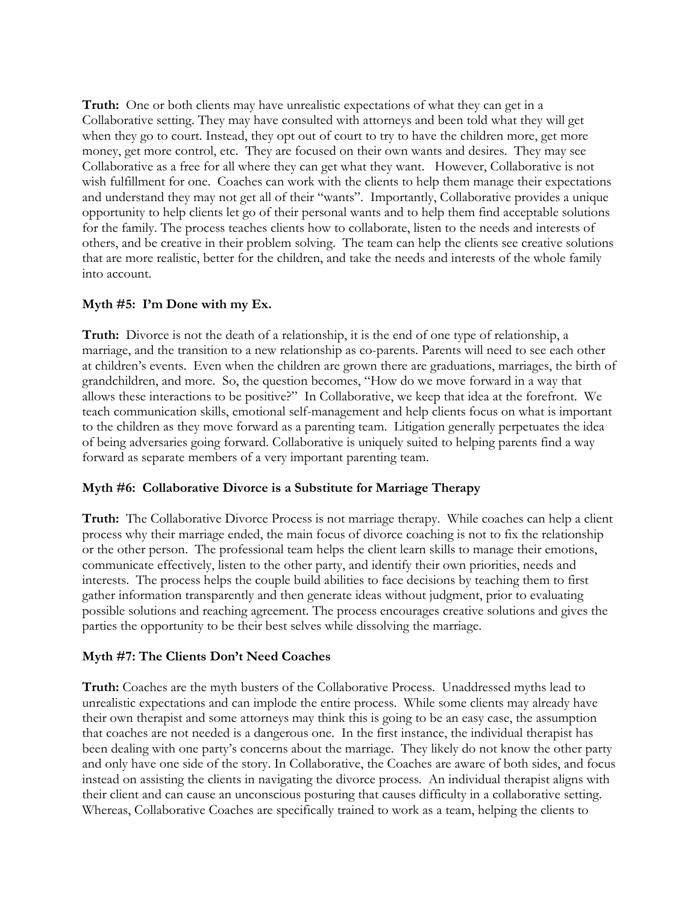**Truth:** One or both clients may have unrealistic expectations of what they can get in a Collaborative setting. They may have consulted with attorneys and been told what they will get when they go to court. Instead, they opt out of court to try to have the children more, get more money, get more control, etc. They are focused on their own wants and desires. They may see Collaborative as a free for all where they can get what they want. However, Collaborative is not wish fulfillment for one. Coaches can work with the clients to help them manage their expectations and understand they may not get all of their "wants". Importantly, Collaborative provides a unique opportunity to help clients let go of their personal wants and to help them find acceptable solutions for the family. The process teaches clients how to collaborate, listen to the needs and interests of others, and be creative in their problem solving. The team can help the clients see creative solutions that are more realistic, better for the children, and take the needs and interests of the whole family into account.

### Myth #5: I'm Done with my Ex.

**Truth:** Divorce is not the death of a relationship, it is the end of one type of relationship, a marriage, and the transition to a new relationship as co-parents. Parents will need to see each other at children's events. Even when the children are grown there are graduations, marriages, the birth of grandchildren, and more. So, the question becomes, "How do we move forward in a way that allows these interactions to be positive?" In Collaborative, we keep that idea at the forefront. We teach communication skills, emotional self-management and help clients focus on what is important to the children as they move forward as a parenting team. Litigation generally perpetuates the idea of being adversaries going forward. Collaborative is uniquely suited to helping parents find a way forward as separate members of a very important parenting team.

### Myth #6: Collaborative Divorce is a Substitute for Marriage Therapy

**Truth:** The Collaborative Divorce Process is not marriage therapy. While coaches can help a client process why their marriage ended, the main focus of divorce coaching is not to fix the relationship or the other person. The professional team helps the client learn skills to manage their emotions, communicate effectively, listen to the other party, and identify their own priorities, needs and interests. The process helps the couple build abilities to face decisions by teaching them to first gather information transparently and then generate ideas without judgment, prior to evaluating possible solutions and reaching agreement. The process encourages creative solutions and gives the parties the opportunity to be their best selves while dissolving the marriage.

### Myth #7: The Clients Don't Need Coaches

**Truth:** Coaches are the myth busters of the Collaborative Process. Unaddressed myths lead to unrealistic expectations and can implode the entire process. While some clients may already have their own therapist and some attorneys may think this is going to be an easy case, the assumption that coaches are not needed is a dangerous one. In the first instance, the individual therapist has been dealing with one party's concerns about the marriage. They likely do not know the other party and only have one side of the story. In Collaborative, the Coaches are aware of both sides, and focus instead on assisting the clients in navigating the divorce process. An individual therapist aligns with their client and can cause an unconscious posturing that causes difficulty in a collaborative setting. Whereas, Collaborative Coaches are specifically trained to work as a team, helping the clients to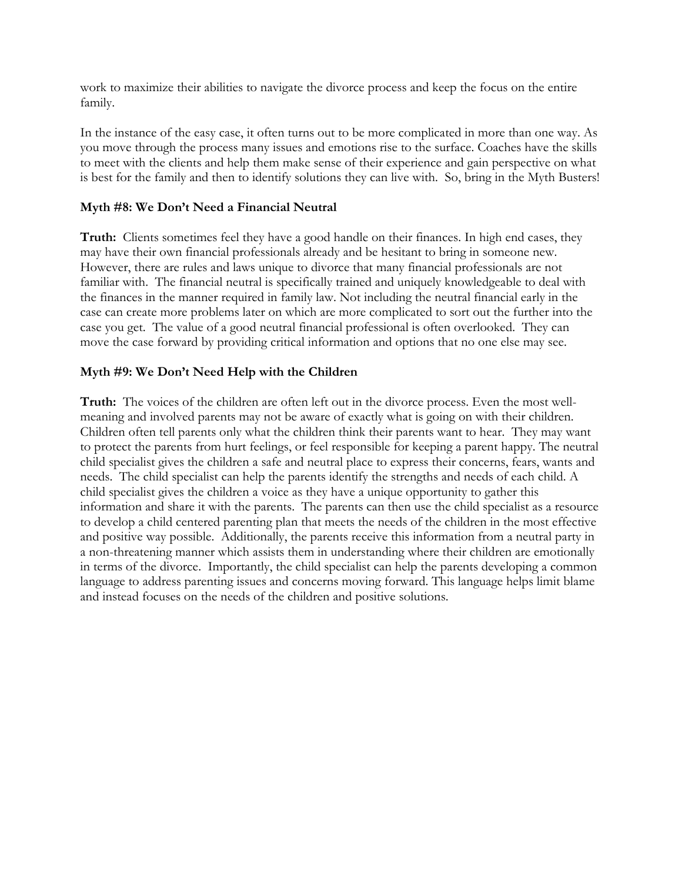work to maximize their abilities to navigate the divorce process and keep the focus on the entire family.

In the instance of the easy case, it often turns out to be more complicated in more than one way. As you move through the process many issues and emotions rise to the surface. Coaches have the skills to meet with the clients and help them make sense of their experience and gain perspective on what is best for the family and then to identify solutions they can live with. So, bring in the Myth Busters!

### Myth #8: We Don't Need a Financial Neutral

**Truth:** Clients sometimes feel they have a good handle on their finances. In high end cases, they may have their own financial professionals already and be hesitant to bring in someone new. However, there are rules and laws unique to divorce that many financial professionals are not familiar with. The financial neutral is specifically trained and uniquely knowledgeable to deal with the finances in the manner required in family law. Not including the neutral financial early in the case can create more problems later on which are more complicated to sort out the further into the case you get. The value of a good neutral financial professional is often overlooked. They can move the case forward by providing critical information and options that no one else may see.

### Myth #9: We Don't Need Help with the Children

**Truth:** The voices of the children are often left out in the divorce process. Even the most well-meaning and involved parents may not be aware of exactly what is going on with their children. Children often tell parents only what the children think their parents want to hear. They may want to protect the parents from hurt feelings, or feel responsible for keeping a parent happy. The neutral child specialist gives the children a safe and neutral place to express their concerns, fears, wants and needs. The child specialist can help the parents identify the strengths and needs of each child. A child specialist gives the children a voice as they have a unique opportunity to gather this information and share it with the parents. The parents can then use the child specialist as a resource to develop a child centered parenting plan that meets the needs of the children in the most effective and positive way possible. Additionally, the parents receive this information from a neutral party in a non-threatening manner which assists them in understanding where their children are emotionally in terms of the divorce. Importantly, the child specialist can help the parents developing a common language to address parenting issues and concerns moving forward. This language helps limit blame and instead focuses on the needs of the children and positive solutions.